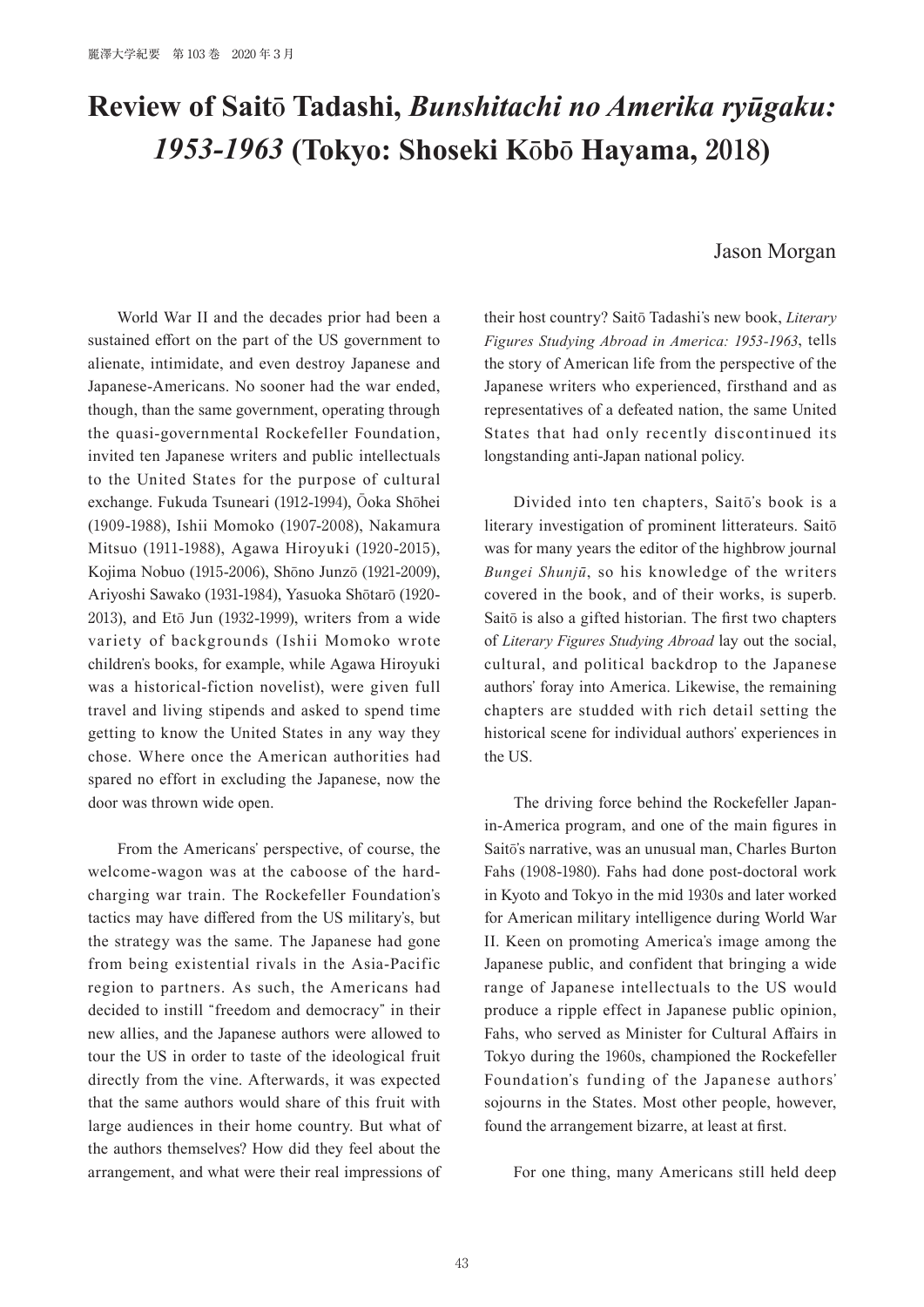# Review of Saitō Tadashi, *Bunshitachi no Amerika ryūgaku: 1953-1963* (Tokyo: Shoseki Kōbō Hayama, 2018)

Jason Morgan

World War II and the decades prior had been a sustained effort on the part of the US government to alienate, intimidate, and even destroy Japanese and Japanese-Americans. No sooner had the war ended, though, than the same government, operating through the quasi-governmental Rockefeller Foundation, invited ten Japanese writers and public intellectuals to the United States for the purpose of cultural exchange. Fukuda Tsuneari (1912-1994), Ōoka Shōhei (1909-1988), Ishii Momoko (1907-2008), Nakamura Mitsuo (1911-1988), Agawa Hiroyuki (1920-2015), Kojima Nobuo (1915-2006), Shōno Junzō (1921-2009), Ariyoshi Sawako (1931-1984), Yasuoka Shōtarō (1920-2013), and Etō Jun (1932-1999), writers from a wide variety of backgrounds (Ishii Momoko wrote children's books, for example, while Agawa Hiroyuki was a historical-fiction novelist), were given full travel and living stipends and asked to spend time getting to know the United States in any way they chose. Where once the American authorities had spared no effort in excluding the Japanese, now the door was thrown wide open.

From the Americans' perspective, of course, the welcome-wagon was at the caboose of the hard-charging war train. The Rockefeller Foundation's tactics may have differed from the US military's, but the strategy was the same. The Japanese had gone from being existential rivals in the Asia-Pacific region to partners. As such, the Americans had decided to instill "freedom and democracy" in their new allies, and the Japanese authors were allowed to tour the US in order to taste of the ideological fruit directly from the vine. Afterwards, it was expected that the same authors would share of this fruit with large audiences in their home country. But what of the authors themselves? How did they feel about the arrangement, and what were their real impressions of their host country? Saitō Tadashi's new book, *Literary Figures Studying Abroad in America: 1953-1963*, tells the story of American life from the perspective of the Japanese writers who experienced, firsthand and as representatives of a defeated nation, the same United States that had only recently discontinued its longstanding anti-Japan national policy.

Divided into ten chapters, Saitō's book is a literary investigation of prominent litterateurs. Saitō was for many years the editor of the highbrow journal *Bungei Shunjū*, so his knowledge of the writers covered in the book, and of their works, is superb. Saitō is also a gifted historian. The first two chapters of *Literary Figures Studying Abroad* lay out the social, cultural, and political backdrop to the Japanese authors' foray into America. Likewise, the remaining chapters are studded with rich detail setting the historical scene for individual authors' experiences in the US.

The driving force behind the Rockefeller Japan-in-America program, and one of the main figures in Saitō's narrative, was an unusual man, Charles Burton Fahs (1908-1980). Fahs had done post-doctoral work in Kyoto and Tokyo in the mid 1930s and later worked for American military intelligence during World War II. Keen on promoting America's image among the Japanese public, and confident that bringing a wide range of Japanese intellectuals to the US would produce a ripple effect in Japanese public opinion, Fahs, who served as Minister for Cultural Affairs in Tokyo during the 1960s, championed the Rockefeller Foundation's funding of the Japanese authors' sojourns in the States. Most other people, however, found the arrangement bizarre, at least at first.

For one thing, many Americans still held deep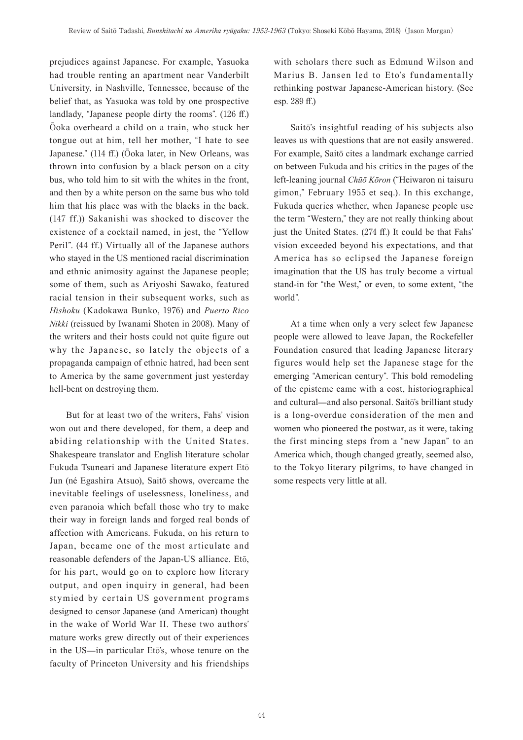prejudices against Japanese. For example, Yasuoka had trouble renting an apartment near Vanderbilt University, in Nashville, Tennessee, because of the belief that, as Yasuoka was told by one prospective landlady, "Japanese people dirty the rooms". (126 ff.) Ōoka overheard a child on a train, who stuck her tongue out at him, tell her mother, "I hate to see Japanese." (114 ff.) (Ōoka later, in New Orleans, was thrown into confusion by a black person on a city bus, who told him to sit with the whites in the front, and then by a white person on the same bus who told him that his place was with the blacks in the back. (147 ff.)) Sakanishi was shocked to discover the existence of a cocktail named, in jest, the "Yellow Peril". (44 ff.) Virtually all of the Japanese authors who stayed in the US mentioned racial discrimination and ethnic animosity against the Japanese people; some of them, such as Ariyoshi Sawako, featured racial tension in their subsequent works, such as *Hishoku* (Kadokawa Bunko, 1976) and *Puerto Rico Nikki* (reissued by Iwanami Shoten in 2008). Many of the writers and their hosts could not quite figure out why the Japanese, so lately the objects of a propaganda campaign of ethnic hatred, had been sent to America by the same government just yesterday hell-bent on destroying them.

But for at least two of the writers, Fahs' vision won out and there developed, for them, a deep and abiding relationship with the United States. Shakespeare translator and English literature scholar Fukuda Tsuneari and Japanese literature expert Etō Jun (né Egashira Atsuo), Saitō shows, overcame the inevitable feelings of uselessness, loneliness, and even paranoia which befall those who try to make their way in foreign lands and forged real bonds of affection with Americans. Fukuda, on his return to Japan, became one of the most articulate and reasonable defenders of the Japan-US alliance. Etō, for his part, would go on to explore how literary output, and open inquiry in general, had been stymied by certain US government programs designed to censor Japanese (and American) thought in the wake of World War II. These two authors' mature works grew directly out of their experiences in the US—in particular Etō's, whose tenure on the faculty of Princeton University and his friendships with scholars there such as Edmund Wilson and Marius B. Jansen led to Eto's fundamentally rethinking postwar Japanese-American history. (See esp. 289 ff.)

Saitō's insightful reading of his subjects also leaves us with questions that are not easily answered. For example, Saitō cites a landmark exchange carried on between Fukuda and his critics in the pages of the left-leaning journal *Chūō Kōron* ("Heiwaron ni taisuru gimon," February 1955 et seq.). In this exchange, Fukuda queries whether, when Japanese people use the term "Western," they are not really thinking about just the United States. (274 ff.) It could be that Fahs' vision exceeded beyond his expectations, and that America has so eclipsed the Japanese foreign imagination that the US has truly become a virtual stand-in for "the West," or even, to some extent, "the world".

At a time when only a very select few Japanese people were allowed to leave Japan, the Rockefeller Foundation ensured that leading Japanese literary figures would help set the Japanese stage for the emerging "American century". This bold remodeling of the episteme came with a cost, historiographical and cultural—and also personal. Saitō's brilliant study is a long-overdue consideration of the men and women who pioneered the postwar, as it were, taking the first mincing steps from a "new Japan" to an America which, though changed greatly, seemed also, to the Tokyo literary pilgrims, to have changed in some respects very little at all.